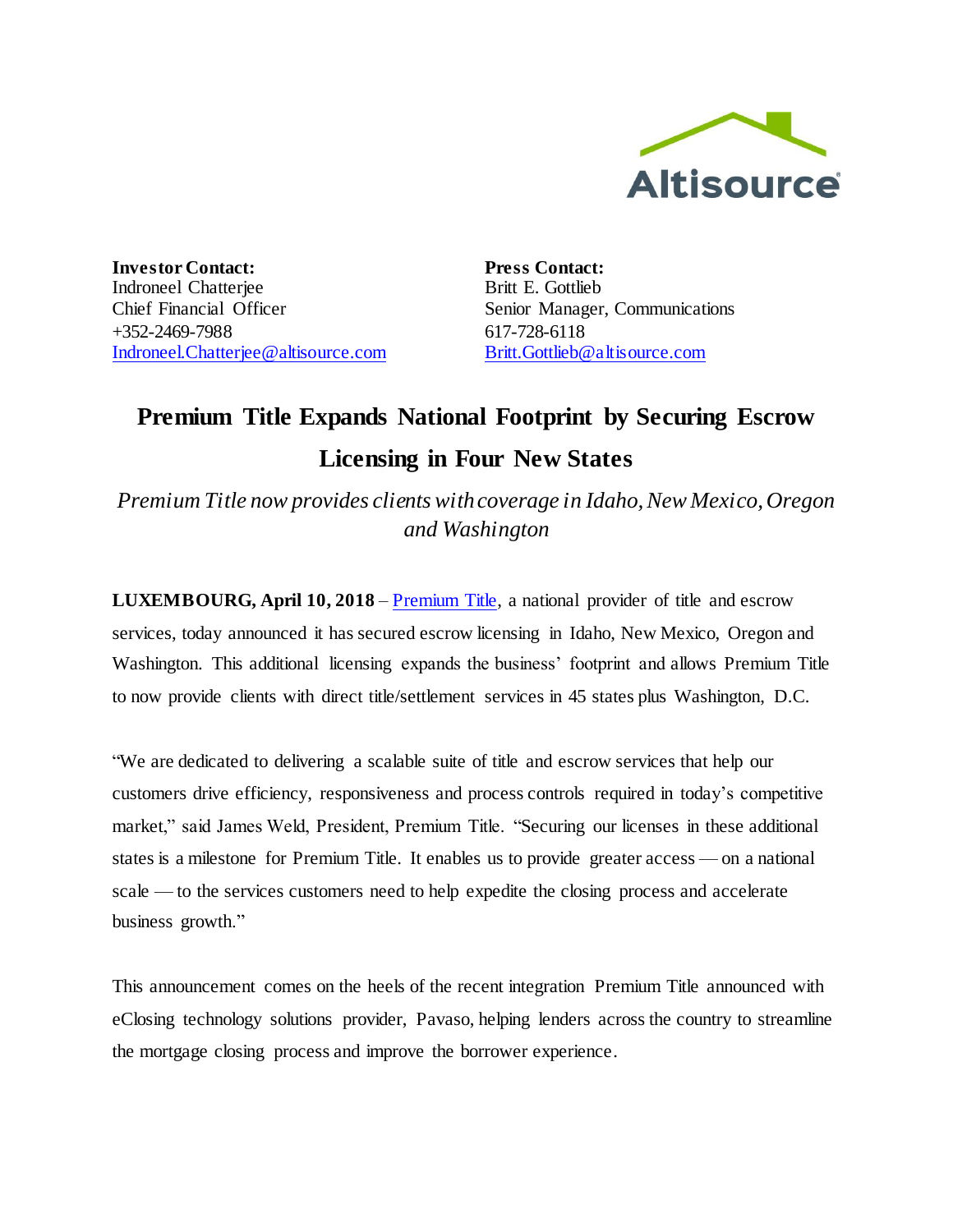**Investor Contact:**
Indroneel Chatterjee
Chief Financial Officer
+352-2469-7988
Indroneel.Chatterjee@altisource.com

**Press Contact:**
Britt E. Gottlieb
Senior Manager, Communications
617-728-6118
Britt.Gottlieb@altisource.com

# Premium Title Expands National Footprint by Securing Escrow Licensing in Four New States

*Premium Title now provides clients with coverage in Idaho, New Mexico, Oregon and Washington*

**LUXEMBOURG, April 10, 2018** – Premium Title, a national provider of title and escrow services, today announced it has secured escrow licensing in Idaho, New Mexico, Oregon and Washington. This additional licensing expands the business' footprint and allows Premium Title to now provide clients with direct title/settlement services in 45 states plus Washington, D.C.

"We are dedicated to delivering a scalable suite of title and escrow services that help our customers drive efficiency, responsiveness and process controls required in today's competitive market," said James Weld, President, Premium Title. "Securing our licenses in these additional states is a milestone for Premium Title. It enables us to provide greater access — on a national scale — to the services customers need to help expedite the closing process and accelerate business growth."

This announcement comes on the heels of the recent integration Premium Title announced with eClosing technology solutions provider, Pavaso, helping lenders across the country to streamline the mortgage closing process and improve the borrower experience.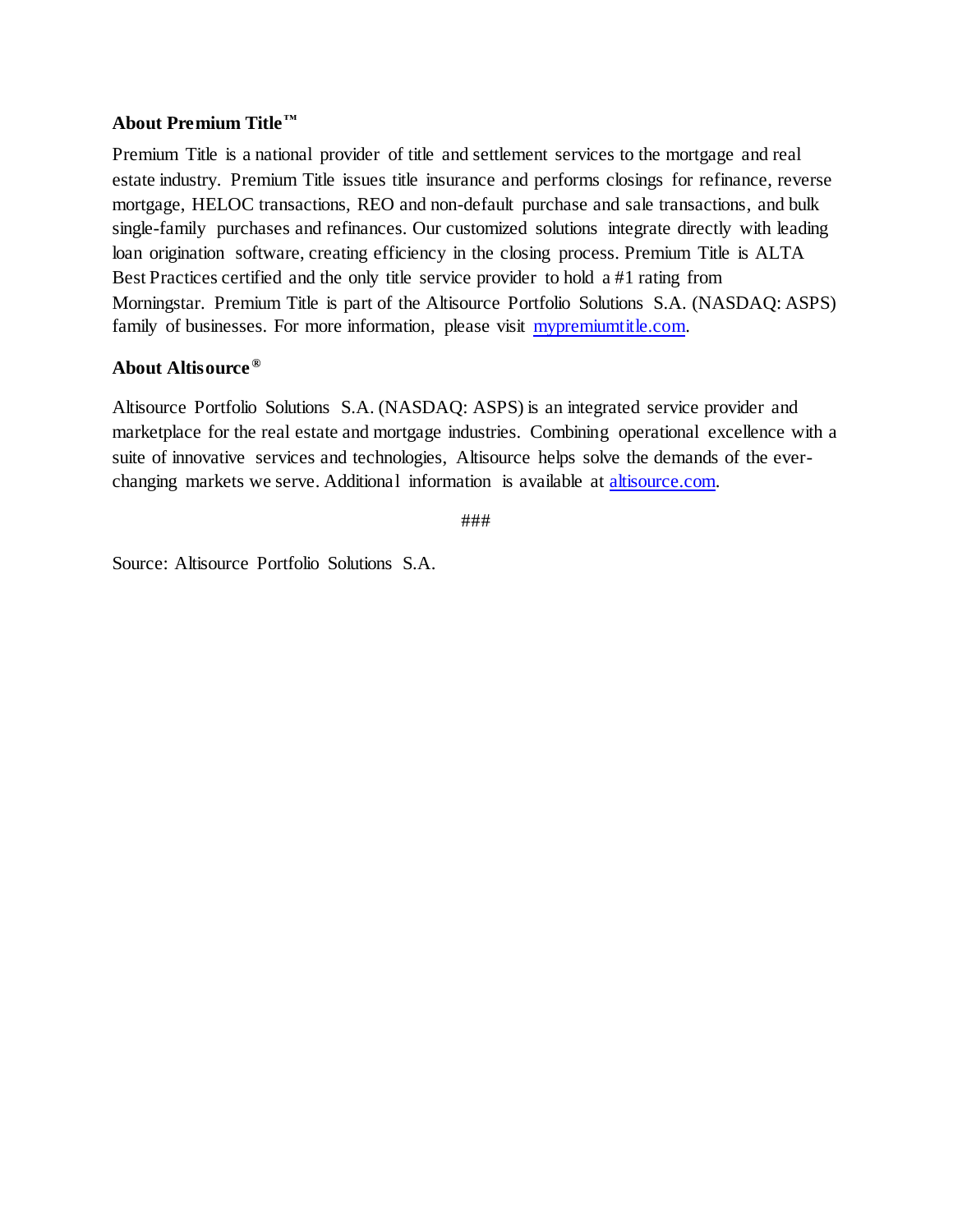**About Premium Title™**

Premium Title is a national provider of title and settlement services to the mortgage and real estate industry. Premium Title issues title insurance and performs closings for refinance, reverse mortgage, HELOC transactions, REO and non-default purchase and sale transactions, and bulk single-family purchases and refinances. Our customized solutions integrate directly with leading loan origination software, creating efficiency in the closing process. Premium Title is ALTA Best Practices certified and the only title service provider to hold a #1 rating from Morningstar. Premium Title is part of the Altisource Portfolio Solutions S.A. (NASDAQ: ASPS) family of businesses. For more information, please visit [mypremiumtitle.com](mypremiumtitle.com).

**About Altisource®**

Altisource Portfolio Solutions S.A. (NASDAQ: ASPS) is an integrated service provider and marketplace for the real estate and mortgage industries. Combining operational excellence with a suite of innovative services and technologies, Altisource helps solve the demands of the ever-changing markets we serve. Additional information is available at [altisource.com](altisource.com).

###

Source: Altisource Portfolio Solutions S.A.